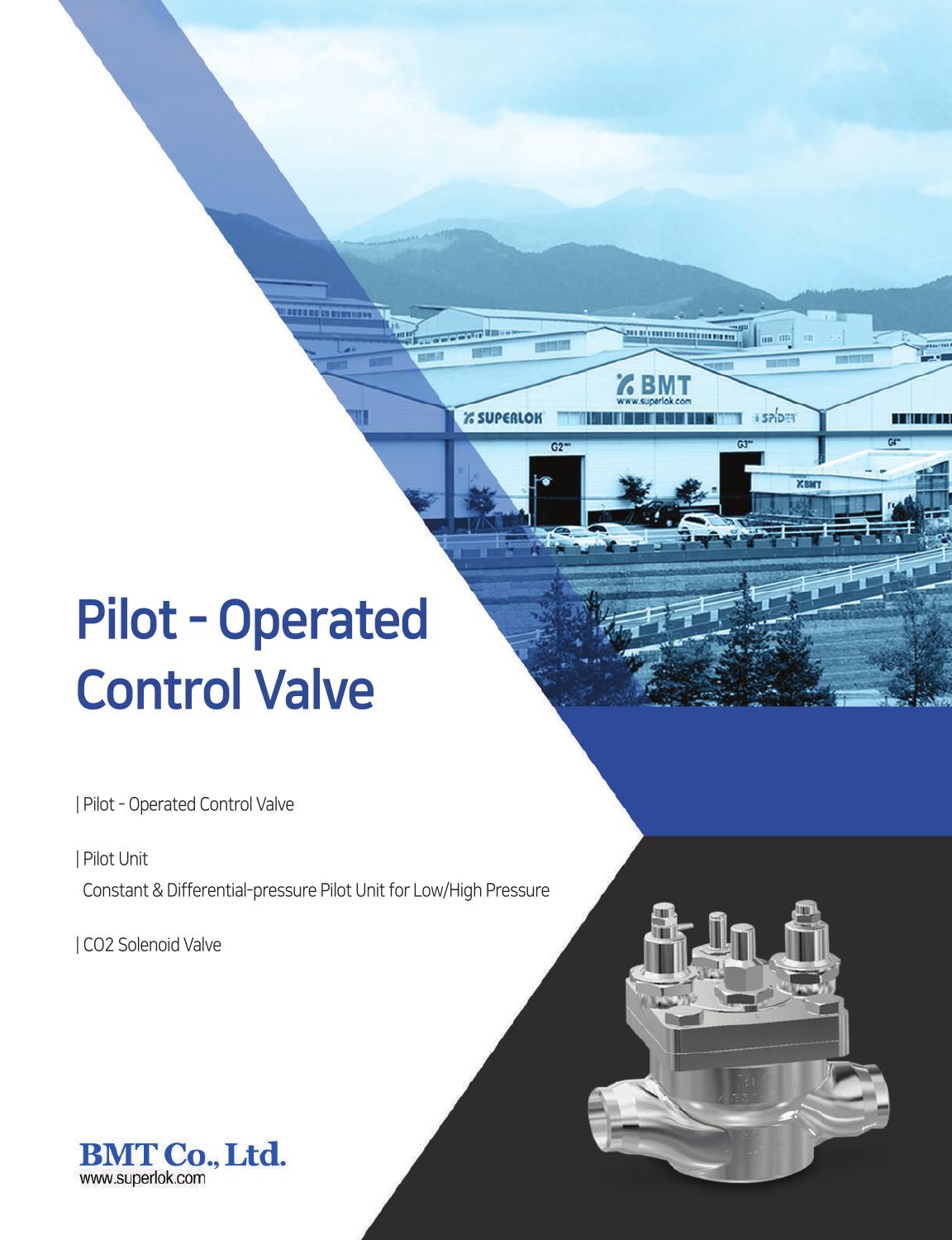# Pilot - Operated Control Valve

| Pilot - Operated Control Valve

| Pilot Unit

Constant & Differential-pressure Pilot Unit for Low/High Pressure

| $CO_2$ Solenoid Valve

**BMT Co., Ltd.**
www.superlok.com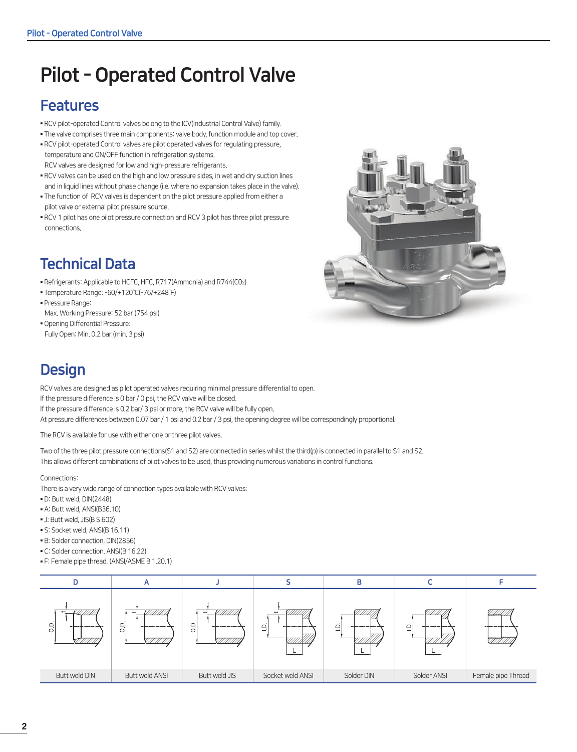# Pilot - Operated Control Valve

## Features

- RCV pilot-operated Control valves belong to the ICV(Industrial Control Valve) family.
- The valve comprises three main components: valve body, function module and top cover.
- RCV pilot-operated Control valves are pilot operated valves for regulating pressure, temperature and ON/OFF function in refrigeration systems.
  RCV valves are designed for low and high-pressure refrigerants.
- RCV valves can be used on the high and low pressure sides, in wet and dry suction lines and in liquid lines without phase change (i.e. where no expansion takes place in the valve).
- The function of RCV valves is dependent on the pilot pressure applied from either a pilot valve or external pilot pressure source.
- RCV 1 pilot has one pilot pressure connection and RCV 3 pilot has three pilot pressure connections.

## Technical Data

- Refrigerants: Applicable to HCFC, HFC, R717(Ammonia) and R744($CO_2$)
- Temperature Range: -60/+120℃(-76/+248℉)
- Pressure Range:
  Max. Working Pressure: 52 bar (754 psi)
- Opening Differential Pressure:
  Fully Open: Min. 0.2 bar (min. 3 psi)

## Design

RCV valves are designed as pilot operated valves requiring minimal pressure differential to open.
If the pressure difference is 0 bar / 0 psi, the RCV valve will be closed.
If the pressure difference is 0.2 bar/ 3 psi or more, the RCV valve will be fully open.
At pressure differences between 0.07 bar / 1 psi and 0.2 bar / 3 psi, the opening degree will be correspondingly proportional.

The RCV is available for use with either one or three pilot valves.

Two of the three pilot pressure connections(S1 and S2) are connected in series whilst the third(p) is connected in parallel to S1 and S2.
This allows different combinations of pilot valves to be used, thus providing numerous variations in control functions.

Connections:
There is a very wide range of connection types available with RCV valves:

- D: Butt weld, DIN(2448)
- A: Butt weld, ANSI(B36.10)
- J: Butt weld, JIS(B S 602)
- S: Socket weld, ANSI(B 16.11)
- B: Solder connection, DIN(2856)
- C: Solder connection, ANSI(B 16.22)
- F: Female pipe thread, (ANSI/ASME B 1.20.1)

| D | A | J | S | B | C | F |
|---|---|---|---|---|---|---|
| Butt weld DIN | Butt weld ANSI | Butt weld JIS | Socket weld ANSI | Solder DIN | Solder ANSI | Female pipe Thread |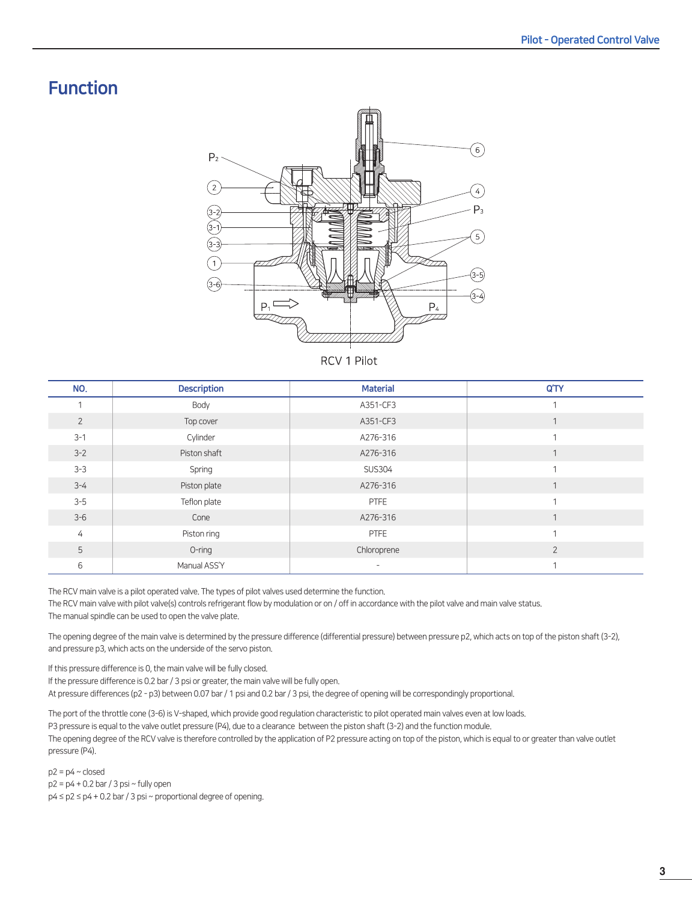# Function

RCV 1 Pilot

| NO. | Description | Material | Q'TY |
|---|---|---|---|
| 1 | Body | A351-CF3 | 1 |
| 2 | Top cover | A351-CF3 | 1 |
| 3-1 | Cylinder | A276-316 | 1 |
| 3-2 | Piston shaft | A276-316 | 1 |
| 3-3 | Spring | SUS304 | 1 |
| 3-4 | Piston plate | A276-316 | 1 |
| 3-5 | Teflon plate | PTFE | 1 |
| 3-6 | Cone | A276-316 | 1 |
| 4 | Piston ring | PTFE | 1 |
| 5 | O-ring | Chloroprene | 2 |
| 6 | Manual ASS'Y | - | 1 |

The RCV main valve is a pilot operated valve. The types of pilot valves used determine the function.
The RCV main valve with pilot valve(s) controls refrigerant flow by modulation or on / off in accordance with the pilot valve and main valve status.
The manual spindle can be used to open the valve plate.

The opening degree of the main valve is determined by the pressure difference (differential pressure) between pressure p2, which acts on top of the piston shaft (3-2), and pressure p3, which acts on the underside of the servo piston.

If this pressure difference is 0, the main valve will be fully closed.
If the pressure difference is 0.2 bar / 3 psi or greater, the main valve will be fully open.
At pressure differences (p2 - p3) between 0.07 bar / 1 psi and 0.2 bar / 3 psi, the degree of opening will be correspondingly proportional.

The port of the throttle cone (3-6) is V-shaped, which provide good regulation characteristic to pilot operated main valves even at low loads.
P3 pressure is equal to the valve outlet pressure (P4), due to a clearance between the piston shaft (3-2) and the function module.
The opening degree of the RCV valve is therefore controlled by the application of P2 pressure acting on top of the piston, which is equal to or greater than valve outlet pressure (P4).

p2 = p4 ~ closed
p2 = p4 + 0.2 bar / 3 psi ~ fully open
p4 ≤ p2 ≤ p4 + 0.2 bar / 3 psi ~ proportional degree of opening.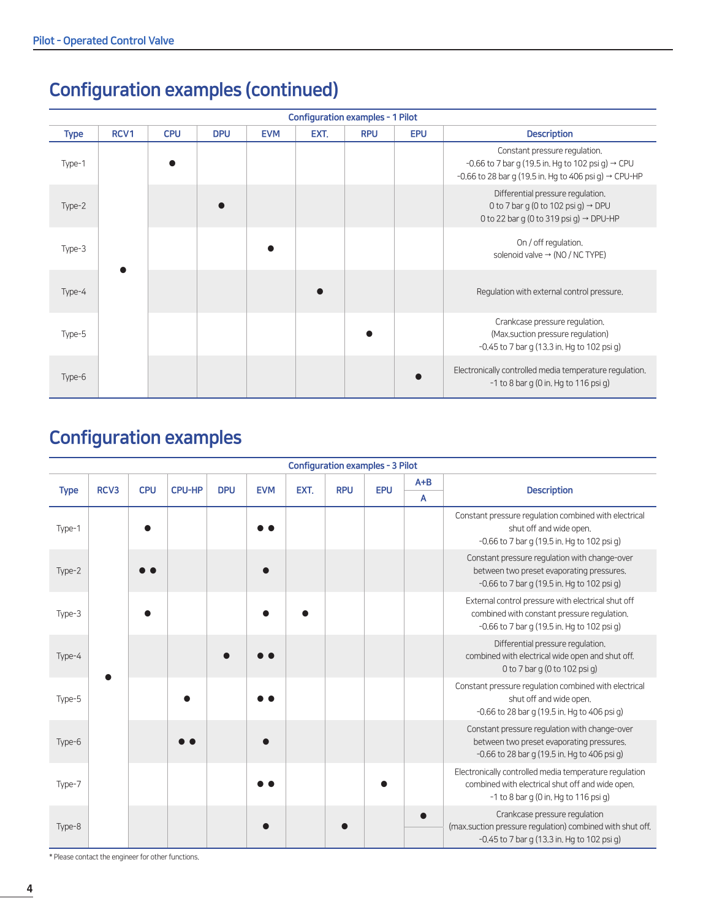# Configuration examples (continued)

| Configuration examples - 1 Pilot | | | | | | | | |
|---|---|---|---|---|---|---|---|---|
| Type | RCV1 | CPU | DPU | EVM | EXT. | RPU | EPU | Description |
| Type-1 | ● | ● | | | | | | Constant pressure regulation.<br>-0.66 to 7 bar g (19.5 in. Hg to 102 psi g) → CPU<br>-0.66 to 28 bar g (19.5 in. Hg to 406 psi g) → CPU-HP |
| Type-2 | ● | | ● | | | | | Differential pressure regulation.<br>0 to 7 bar g (0 to 102 psi g) → DPU<br>0 to 22 bar g (0 to 319 psi g) → DPU-HP |
| Type-3 | ● | | | ● | | | | On / off regulation.<br>solenoid valve → (NO / NC TYPE) |
| Type-4 | ● | | | | ● | | | Regulation with external control pressure. |
| Type-5 | ● | | | | | ● | | Crankcase pressure regulation.<br>(Max.suction pressure regulation)<br>-0.45 to 7 bar g (13.3 in. Hg to 102 psi g) |
| Type-6 | ● | | | | | | ● | Electronically controlled media temperature regulation.<br>-1 to 8 bar g (0 in. Hg to 116 psi g) |

# Configuration examples

| Configuration examples - 3 Pilot | | | | | | | | | | |
|---|---|---|---|---|---|---|---|---|---|---|
| Type | RCV3 | CPU | CPU-HP | DPU | EVM | EXT. | RPU | EPU | A+B / A | Description |
| Type-1 | ● | ● | | | ● ● | | | | | Constant pressure regulation combined with electrical shut off and wide open.<br>-0.66 to 7 bar g (19.5 in. Hg to 102 psi g) |
| Type-2 | ● | ● ● | | | ● | | | | | Constant pressure regulation with change-over between two preset evaporating pressures.<br>-0.66 to 7 bar g (19.5 in. Hg to 102 psi g) |
| Type-3 | ● | ● | | | ● | ● | | | | External control pressure with electrical shut off combined with constant pressure regulation.<br>-0.66 to 7 bar g (19.5 in. Hg to 102 psi g) |
| Type-4 | ● | | | ● | ● ● | | | | | Differential pressure regulation.<br>combined with electrical wide open and shut off.<br>0 to 7 bar g (0 to 102 psi g) |
| Type-5 | ● | | ● | | ● ● | | | | | Constant pressure regulation combined with electrical shut off and wide open.<br>-0.66 to 28 bar g (19.5 in. Hg to 406 psi g) |
| Type-6 | ● | | ● ● | | ● | | | | | Constant pressure regulation with change-over between two preset evaporating pressures.<br>-0.66 to 28 bar g (19.5 in. Hg to 406 psi g) |
| Type-7 | ● | | | | ● ● | | | ● | | Electronically controlled media temperature regulation combined with electrical shut off and wide open.<br>-1 to 8 bar g (0 in. Hg to 116 psi g) |
| Type-8 | ● | | | | ● | | ● | | ● (A+B) | Crankcase pressure regulation<br>(max.suction pressure regulation) combined with shut off.<br>-0.45 to 7 bar g (13.3 in. Hg to 102 psi g) |

* Please contact the engineer for other functions.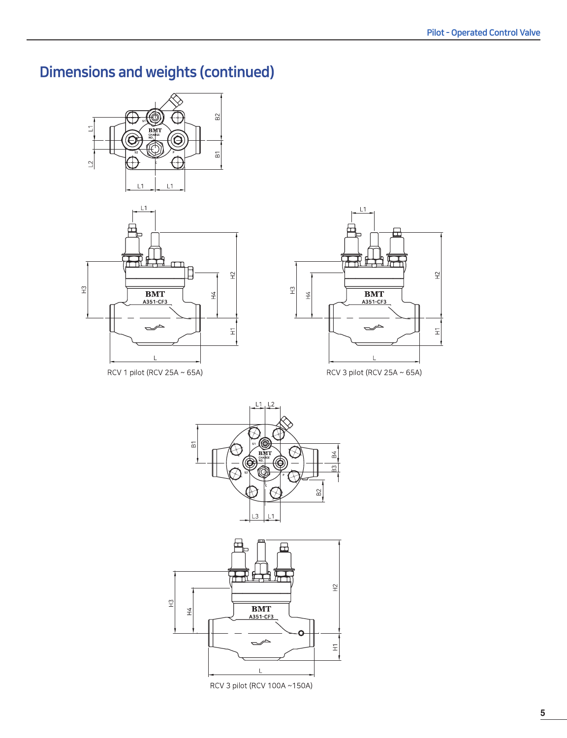# Dimensions and weights (continued)

RCV 1 pilot (RCV 25A ~ 65A)

RCV 3 pilot (RCV 25A ~ 65A)

RCV 3 pilot (RCV 100A ~150A)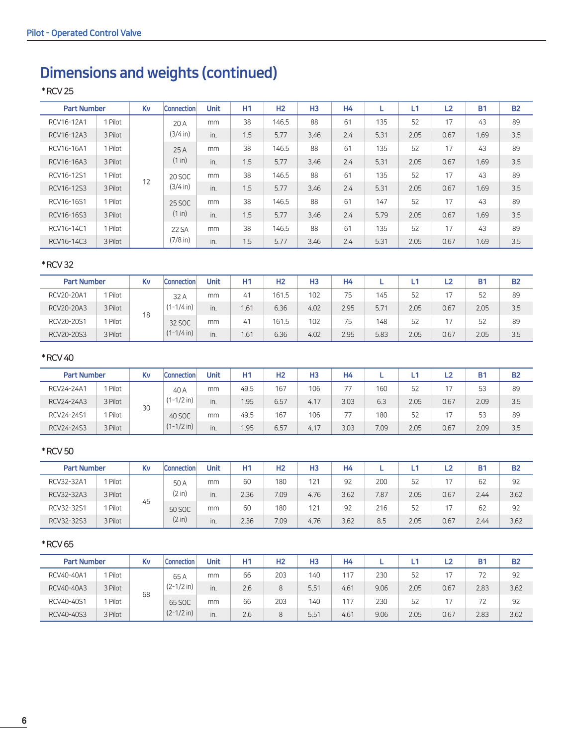# Dimensions and weights (continued)

*RCV 25

| Part Number | | Kv | Connection | Unit | H1 | H2 | H3 | H4 | L | L1 | L2 | B1 | B2 |
|---|---|---|---|---|---|---|---|---|---|---|---|---|---|
| RCV16-12A1 | 1 Pilot | 12 | 20 A (3/4 in) | mm | 38 | 146.5 | 88 | 61 | 135 | 52 | 17 | 43 | 89 |
| RCV16-12A3 | 3 Pilot | | | in. | 1.5 | 5.77 | 3.46 | 2.4 | 5.31 | 2.05 | 0.67 | 1.69 | 3.5 |
| RCV16-16A1 | 1 Pilot | | 25 A (1 in) | mm | 38 | 146.5 | 88 | 61 | 135 | 52 | 17 | 43 | 89 |
| RCV16-16A3 | 3 Pilot | | | in. | 1.5 | 5.77 | 3.46 | 2.4 | 5.31 | 2.05 | 0.67 | 1.69 | 3.5 |
| RCV16-12S1 | 1 Pilot | | 20 SOC (3/4 in) | mm | 38 | 146.5 | 88 | 61 | 135 | 52 | 17 | 43 | 89 |
| RCV16-12S3 | 3 Pilot | | | in. | 1.5 | 5.77 | 3.46 | 2.4 | 5.31 | 2.05 | 0.67 | 1.69 | 3.5 |
| RCV16-16S1 | 1 Pilot | | 25 SOC (1 in) | mm | 38 | 146.5 | 88 | 61 | 147 | 52 | 17 | 43 | 89 |
| RCV16-16S3 | 3 Pilot | | | in. | 1.5 | 5.77 | 3.46 | 2.4 | 5.79 | 2.05 | 0.67 | 1.69 | 3.5 |
| RCV16-14C1 | 1 Pilot | | 22 SA (7/8 in) | mm | 38 | 146.5 | 88 | 61 | 135 | 52 | 17 | 43 | 89 |
| RCV16-14C3 | 3 Pilot | | | in. | 1.5 | 5.77 | 3.46 | 2.4 | 5.31 | 2.05 | 0.67 | 1.69 | 3.5 |

*RCV 32

| Part Number | | Kv | Connection | Unit | H1 | H2 | H3 | H4 | L | L1 | L2 | B1 | B2 |
|---|---|---|---|---|---|---|---|---|---|---|---|---|---|
| RCV20-20A1 | 1 Pilot | 18 | 32 A (1-1/4 in) | mm | 41 | 161.5 | 102 | 75 | 145 | 52 | 17 | 52 | 89 |
| RCV20-20A3 | 3 Pilot | | | in. | 1.61 | 6.36 | 4.02 | 2.95 | 5.71 | 2.05 | 0.67 | 2.05 | 3.5 |
| RCV20-20S1 | 1 Pilot | | 32 SOC (1-1/4 in) | mm | 41 | 161.5 | 102 | 75 | 148 | 52 | 17 | 52 | 89 |
| RCV20-20S3 | 3 Pilot | | | in. | 1.61 | 6.36 | 4.02 | 2.95 | 5.83 | 2.05 | 0.67 | 2.05 | 3.5 |

*RCV 40

| Part Number | | Kv | Connection | Unit | H1 | H2 | H3 | H4 | L | L1 | L2 | B1 | B2 |
|---|---|---|---|---|---|---|---|---|---|---|---|---|---|
| RCV24-24A1 | 1 Pilot | 30 | 40 A (1-1/2 in) | mm | 49.5 | 167 | 106 | 77 | 160 | 52 | 17 | 53 | 89 |
| RCV24-24A3 | 3 Pilot | | | in. | 1.95 | 6.57 | 4.17 | 3.03 | 6.3 | 2.05 | 0.67 | 2.09 | 3.5 |
| RCV24-24S1 | 1 Pilot | | 40 SOC (1-1/2 in) | mm | 49.5 | 167 | 106 | 77 | 180 | 52 | 17 | 53 | 89 |
| RCV24-24S3 | 3 Pilot | | | in. | 1.95 | 6.57 | 4.17 | 3.03 | 7.09 | 2.05 | 0.67 | 2.09 | 3.5 |

*RCV 50

| Part Number | | Kv | Connection | Unit | H1 | H2 | H3 | H4 | L | L1 | L2 | B1 | B2 |
|---|---|---|---|---|---|---|---|---|---|---|---|---|---|
| RCV32-32A1 | 1 Pilot | 45 | 50 A (2 in) | mm | 60 | 180 | 121 | 92 | 200 | 52 | 17 | 62 | 92 |
| RCV32-32A3 | 3 Pilot | | | in. | 2.36 | 7.09 | 4.76 | 3.62 | 7.87 | 2.05 | 0.67 | 2.44 | 3.62 |
| RCV32-32S1 | 1 Pilot | | 50 SOC (2 in) | mm | 60 | 180 | 121 | 92 | 216 | 52 | 17 | 62 | 92 |
| RCV32-32S3 | 3 Pilot | | | in. | 2.36 | 7.09 | 4.76 | 3.62 | 8.5 | 2.05 | 0.67 | 2.44 | 3.62 |

*RCV 65

| Part Number | | Kv | Connection | Unit | H1 | H2 | H3 | H4 | L | L1 | L2 | B1 | B2 |
|---|---|---|---|---|---|---|---|---|---|---|---|---|---|
| RCV40-40A1 | 1 Pilot | 68 | 65 A (2-1/2 in) | mm | 66 | 203 | 140 | 117 | 230 | 52 | 17 | 72 | 92 |
| RCV40-40A3 | 3 Pilot | | | in. | 2.6 | 8 | 5.51 | 4.61 | 9.06 | 2.05 | 0.67 | 2.83 | 3.62 |
| RCV40-40S1 | 1 Pilot | | 65 SOC (2-1/2 in) | mm | 66 | 203 | 140 | 117 | 230 | 52 | 17 | 72 | 92 |
| RCV40-40S3 | 3 Pilot | | | in. | 2.6 | 8 | 5.51 | 4.61 | 9.06 | 2.05 | 0.67 | 2.83 | 3.62 |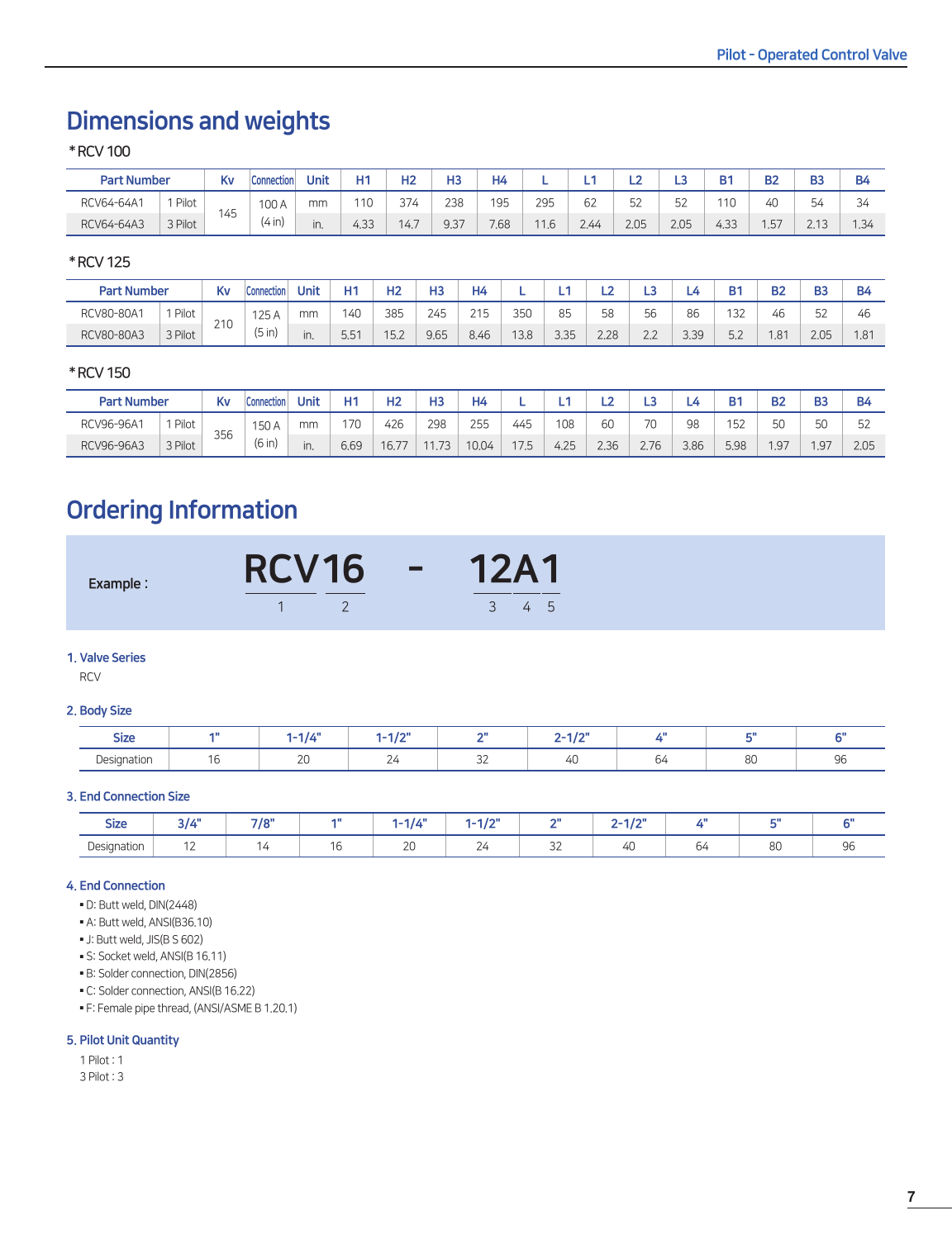# Dimensions and weights

*RCV 100

| Part Number | | Kv | Connection | Unit | H1 | H2 | H3 | H4 | L | L1 | L2 | L3 | B1 | B2 | B3 | B4 |
|---|---|---|---|---|---|---|---|---|---|---|---|---|---|---|---|---|
| RCV64-64A1 | 1 Pilot | 145 | 100 A | mm | 110 | 374 | 238 | 195 | 295 | 62 | 52 | 52 | 110 | 40 | 54 | 34 |
| RCV64-64A3 | 3 Pilot | | (4 in) | in. | 4.33 | 14.7 | 9.37 | 7.68 | 11.6 | 2.44 | 2.05 | 2.05 | 4.33 | 1.57 | 2.13 | 1.34 |

*RCV 125

| Part Number | | Kv | Connection | Unit | H1 | H2 | H3 | H4 | L | L1 | L2 | L3 | L4 | B1 | B2 | B3 | B4 |
|---|---|---|---|---|---|---|---|---|---|---|---|---|---|---|---|---|---|
| RCV80-80A1 | 1 Pilot | 210 | 125 A | mm | 140 | 385 | 245 | 215 | 350 | 85 | 58 | 56 | 86 | 132 | 46 | 52 | 46 |
| RCV80-80A3 | 3 Pilot | | (5 in) | in. | 5.51 | 15.2 | 9.65 | 8.46 | 13.8 | 3.35 | 2.28 | 2.2 | 3.39 | 5.2 | 1.81 | 2.05 | 1.81 |

*RCV 150

| Part Number | | Kv | Connection | Unit | H1 | H2 | H3 | H4 | L | L1 | L2 | L3 | L4 | B1 | B2 | B3 | B4 |
|---|---|---|---|---|---|---|---|---|---|---|---|---|---|---|---|---|---|
| RCV96-96A1 | 1 Pilot | 356 | 150 A | mm | 170 | 426 | 298 | 255 | 445 | 108 | 60 | 70 | 98 | 152 | 50 | 50 | 52 |
| RCV96-96A3 | 3 Pilot | | (6 in) | in. | 6.69 | 16.77 | 11.73 | 10.04 | 17.5 | 4.25 | 2.36 | 2.76 | 3.86 | 5.98 | 1.97 | 1.97 | 2.05 |

# Ordering Information

**Example :** RCV 16 - 12 A 1

(1: RCV, 2: 16, 3: 12, 4: A, 5: 1)

**1. Valve Series**

RCV

**2. Body Size**

| Size | 1" | 1-1/4" | 1-1/2" | 2" | 2-1/2" | 4" | 5" | 6" |
|---|---|---|---|---|---|---|---|---|
| Designation | 16 | 20 | 24 | 32 | 40 | 64 | 80 | 96 |

**3. End Connection Size**

| Size | 3/4" | 7/8" | 1" | 1-1/4" | 1-1/2" | 2" | 2-1/2" | 4" | 5" | 6" |
|---|---|---|---|---|---|---|---|---|---|---|
| Designation | 12 | 14 | 16 | 20 | 24 | 32 | 40 | 64 | 80 | 96 |

**4. End Connection**

- D: Butt weld, DIN(2448)
- A: Butt weld, ANSI(B36.10)
- J: Butt weld, JIS(B S 602)
- S: Socket weld, ANSI(B 16.11)
- B: Solder connection, DIN(2856)
- C: Solder connection, ANSI(B 16.22)
- F: Female pipe thread, (ANSI/ASME B 1.20.1)

**5. Pilot Unit Quantity**

1 Pilot : 1
3 Pilot : 3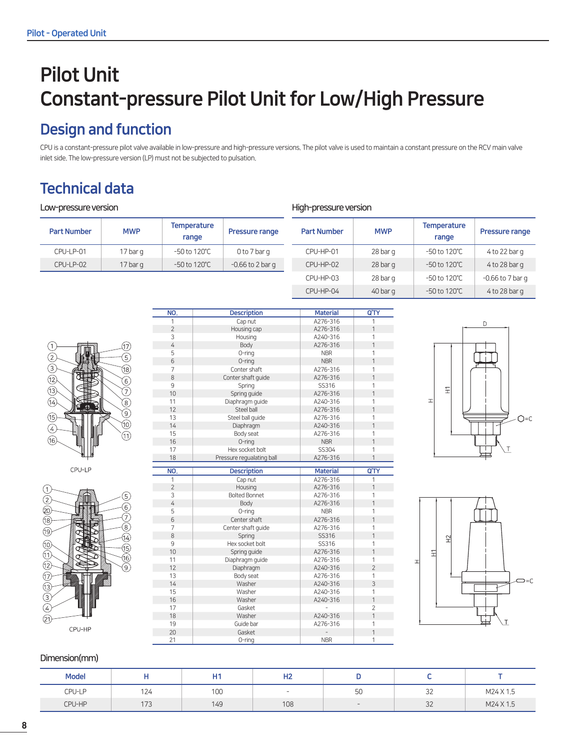# Pilot Unit
# Constant-pressure Pilot Unit for Low/High Pressure

## Design and function

CPU is a constant-pressure pilot valve available in low-pressure and high-pressure versions. The pilot valve is used to maintain a constant pressure on the RCV main valve inlet side. The low-pressure version (LP) must not be subjected to pulsation.

## Technical data

### Low-pressure version

| Part Number | MWP | Temperature range | Pressure range |
|---|---|---|---|
| CPU-LP-01 | 17 bar g | -50 to 120℃ | 0 to 7 bar g |
| CPU-LP-02 | 17 bar g | -50 to 120℃ | -0.66 to 2 bar g |

### High-pressure version

| Part Number | MWP | Temperature range | Pressure range |
|---|---|---|---|
| CPU-HP-01 | 28 bar g | -50 to 120℃ | 4 to 22 bar g |
| CPU-HP-02 | 28 bar g | -50 to 120℃ | 4 to 28 bar g |
| CPU-HP-03 | 28 bar g | -50 to 120℃ | -0.66 to 7 bar g |
| CPU-HP-04 | 40 bar g | -50 to 120℃ | 4 to 28 bar g |

CPU-LP

| NO. | Description | Material | Q'TY |
|---|---|---|---|
| 1 | Cap nut | A276-316 | 1 |
| 2 | Housing cap | A276-316 | 1 |
| 3 | Housing | A240-316 | 1 |
| 4 | Body | A276-316 | 1 |
| 5 | O-ring | NBR | 1 |
| 6 | O-ring | NBR | 1 |
| 7 | Conter shaft | A276-316 | 1 |
| 8 | Conter shaft guide | A276-316 | 1 |
| 9 | Spring | SS316 | 1 |
| 10 | Spring guide | A276-316 | 1 |
| 11 | Diaphragm guide | A240-316 | 1 |
| 12 | Steel ball | A276-316 | 1 |
| 13 | Steel ball guide | A276-316 | 1 |
| 14 | Diaphragm | A240-316 | 1 |
| 15 | Body seat | A276-316 | 1 |
| 16 | O-ring | NBR | 1 |
| 17 | Hex socket bolt | SS304 | 1 |
| 18 | Pressure regualating ball | A276-316 | 1 |

CPU-HP

| NO. | Description | Material | Q'TY |
|---|---|---|---|
| 1 | Cap nut | A276-316 | 1 |
| 2 | Housing | A276-316 | 1 |
| 3 | Bolted Bonnet | A276-316 | 1 |
| 4 | Body | A276-316 | 1 |
| 5 | O-ring | NBR | 1 |
| 6 | Center shaft | A276-316 | 1 |
| 7 | Center shaft guide | A276-316 | 1 |
| 8 | Spring | SS316 | 1 |
| 9 | Hex socket bolt | SS316 | 1 |
| 10 | Spring guide | A276-316 | 1 |
| 11 | Diaphragm guide | A276-316 | 1 |
| 12 | Diaphragm | A240-316 | 2 |
| 13 | Body seat | A276-316 | 1 |
| 14 | Washer | A240-316 | 3 |
| 15 | Washer | A240-316 | 1 |
| 16 | Washer | A240-316 | 1 |
| 17 | Gasket | - | 2 |
| 18 | Washer | A240-316 | 1 |
| 19 | Guide bar | A276-316 | 1 |
| 20 | Gasket | - | 1 |
| 21 | O-ring | NBR | 1 |

### Dimension(mm)

| Model | H | H1 | H2 | D | C | T |
|---|---|---|---|---|---|---|
| CPU-LP | 124 | 100 | - | 50 | 32 | M24 X 1.5 |
| CPU-HP | 173 | 149 | 108 | - | 32 | M24 X 1.5 |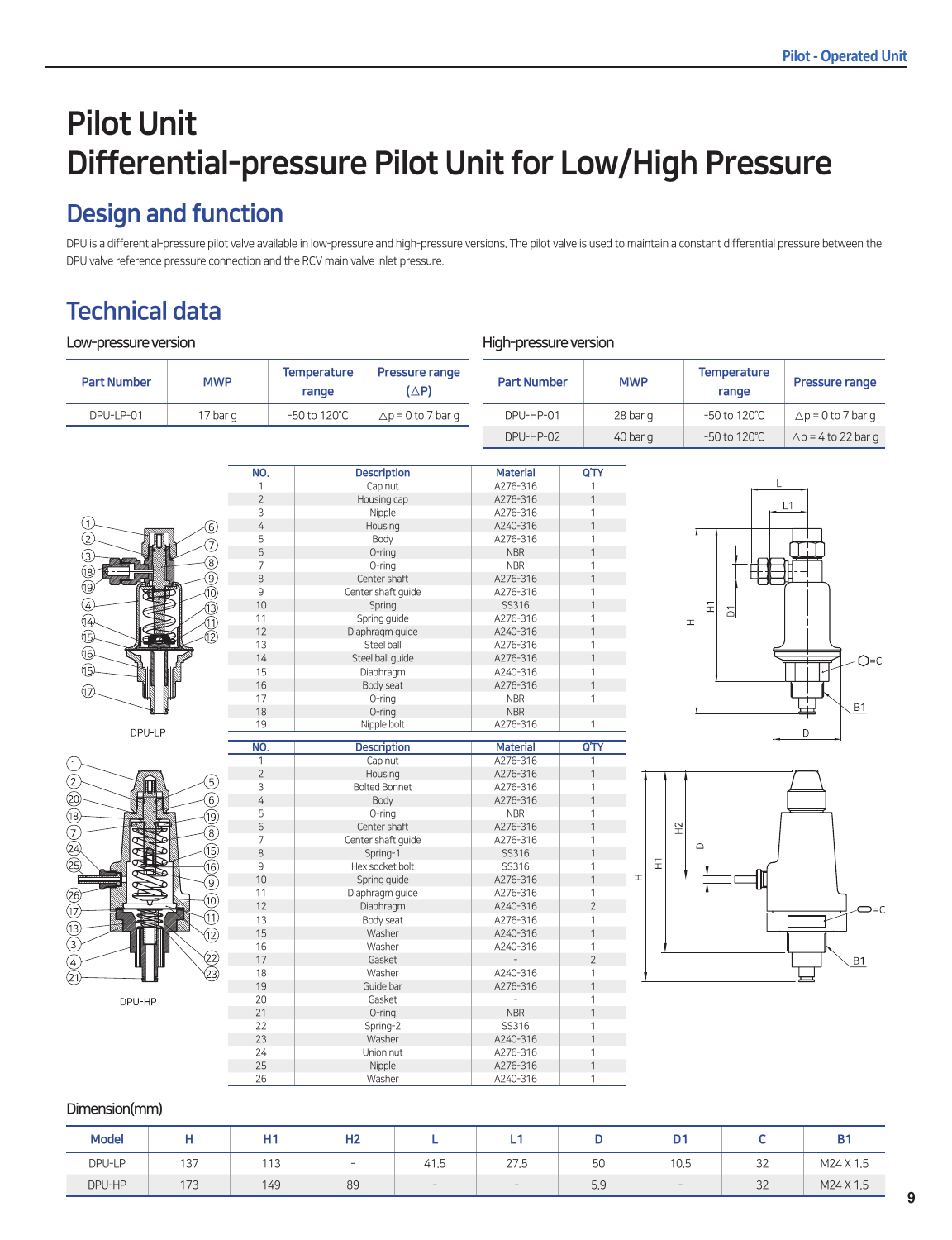# Pilot Unit
# Differential-pressure Pilot Unit for Low/High Pressure

## Design and function

DPU is a differential-pressure pilot valve available in low-pressure and high-pressure versions. The pilot valve is used to maintain a constant differential pressure between the DPU valve reference pressure connection and the RCV main valve inlet pressure.

## Technical data

### Low-pressure version

| Part Number | MWP | Temperature range | Pressure range (△P) |
|---|---|---|---|
| DPU-LP-01 | 17 bar g | -50 to 120℃ | △p = 0 to 7 bar g |

### High-pressure version

| Part Number | MWP | Temperature range | Pressure range |
|---|---|---|---|
| DPU-HP-01 | 28 bar g | -50 to 120℃ | △p = 0 to 7 bar g |
| DPU-HP-02 | 40 bar g | -50 to 120℃ | △p = 4 to 22 bar g |

DPU-LP

| NO. | Description | Material | Q'TY |
|---|---|---|---|
| 1 | Cap nut | A276-316 | 1 |
| 2 | Housing cap | A276-316 | 1 |
| 3 | Nipple | A276-316 | 1 |
| 4 | Housing | A240-316 | 1 |
| 5 | Body | A276-316 | 1 |
| 6 | O-ring | NBR | 1 |
| 7 | O-ring | NBR | 1 |
| 8 | Center shaft | A276-316 | 1 |
| 9 | Center shaft guide | A276-316 | 1 |
| 10 | Spring | SS316 | 1 |
| 11 | Spring guide | A276-316 | 1 |
| 12 | Diaphragm guide | A240-316 | 1 |
| 13 | Steel ball | A276-316 | 1 |
| 14 | Steel ball guide | A276-316 | 1 |
| 15 | Diaphragm | A240-316 | 1 |
| 16 | Body seat | A276-316 | 1 |
| 17 | O-ring | NBR | 1 |
| 18 | O-ring | NBR | |
| 19 | Nipple bolt | A276-316 | 1 |

DPU-HP

| NO. | Description | Material | Q'TY |
|---|---|---|---|
| 1 | Cap nut | A276-316 | 1 |
| 2 | Housing | A276-316 | 1 |
| 3 | Bolted Bonnet | A276-316 | 1 |
| 4 | Body | A276-316 | 1 |
| 5 | O-ring | NBR | 1 |
| 6 | Center shaft | A276-316 | 1 |
| 7 | Center shaft guide | A276-316 | 1 |
| 8 | Spring-1 | SS316 | 1 |
| 9 | Hex socket bolt | SS316 | 1 |
| 10 | Spring guide | A276-316 | 1 |
| 11 | Diaphragm guide | A276-316 | 1 |
| 12 | Diaphragm | A240-316 | 2 |
| 13 | Body seat | A276-316 | 1 |
| 15 | Washer | A240-316 | 1 |
| 16 | Washer | A240-316 | 1 |
| 17 | Gasket | - | 2 |
| 18 | Washer | A240-316 | 1 |
| 19 | Guide bar | A276-316 | 1 |
| 20 | Gasket | - | 1 |
| 21 | O-ring | NBR | 1 |
| 22 | Spring-2 | SS316 | 1 |
| 23 | Washer | A240-316 | 1 |
| 24 | Union nut | A276-316 | 1 |
| 25 | Nipple | A276-316 | 1 |
| 26 | Washer | A240-316 | 1 |

### Dimension(mm)

| Model | H | H1 | H2 | L | L1 | D | D1 | C | B1 |
|---|---|---|---|---|---|---|---|---|---|
| DPU-LP | 137 | 113 | - | 41.5 | 27.5 | 50 | 10.5 | 32 | M24 X 1.5 |
| DPU-HP | 173 | 149 | 89 | - | - | 5.9 | - | 32 | M24 X 1.5 |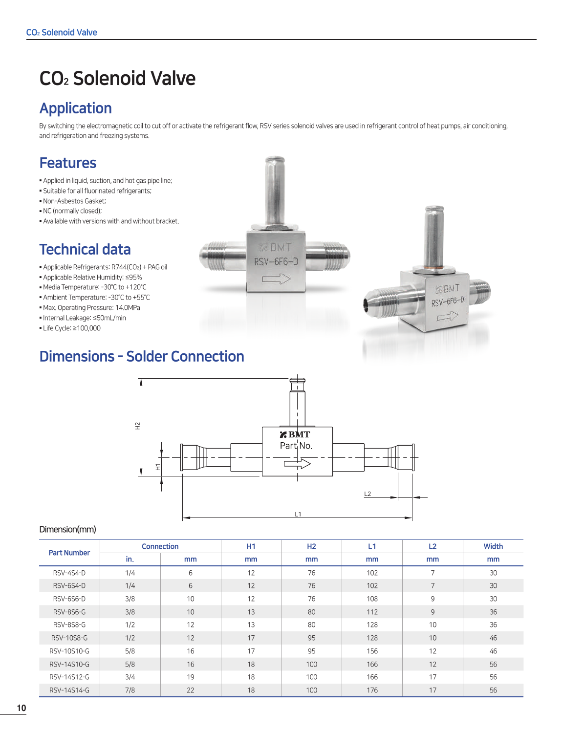# $CO_2$ Solenoid Valve

## Application

By switching the electromagnetic coil to cut off or activate the refrigerant flow, RSV series solenoid valves are used in refrigerant control of heat pumps, air conditioning, and refrigeration and freezing systems.

## Features

- Applied in liquid, suction, and hot gas pipe line;
- Suitable for all fluorinated refrigerants;
- Non-Asbestos Gasket;
- NC (normally closed);
- Available with versions with and without bracket.

## Technical data

- Applicable Refrigerants: R744($CO_2$) + PAG oil
- Applicable Relative Humidity: ≤95%
- Media Temperature: -30℃ to +120℃
- Ambient Temperature: -30℃ to +55℃
- Max. Operating Pressure: 14.0MPa
- Internal Leakage: ≤50mL/min
- Life Cycle: ≥100,000

## Dimensions - Solder Connection

Dimension(mm)

| Part Number | Connection | | H1 | H2 | L1 | L2 | Width |
|---|---|---|---|---|---|---|---|
| | in. | mm | mm | mm | mm | mm | mm |
| RSV-4S4-D | 1/4 | 6 | 12 | 76 | 102 | 7 | 30 |
| RSV-6S4-D | 1/4 | 6 | 12 | 76 | 102 | 7 | 30 |
| RSV-6S6-D | 3/8 | 10 | 12 | 76 | 108 | 9 | 30 |
| RSV-8S6-G | 3/8 | 10 | 13 | 80 | 112 | 9 | 36 |
| RSV-8S8-G | 1/2 | 12 | 13 | 80 | 128 | 10 | 36 |
| RSV-10S8-G | 1/2 | 12 | 17 | 95 | 128 | 10 | 46 |
| RSV-10S10-G | 5/8 | 16 | 17 | 95 | 156 | 12 | 46 |
| RSV-14S10-G | 5/8 | 16 | 18 | 100 | 166 | 12 | 56 |
| RSV-14S12-G | 3/4 | 19 | 18 | 100 | 166 | 17 | 56 |
| RSV-14S14-G | 7/8 | 22 | 18 | 100 | 176 | 17 | 56 |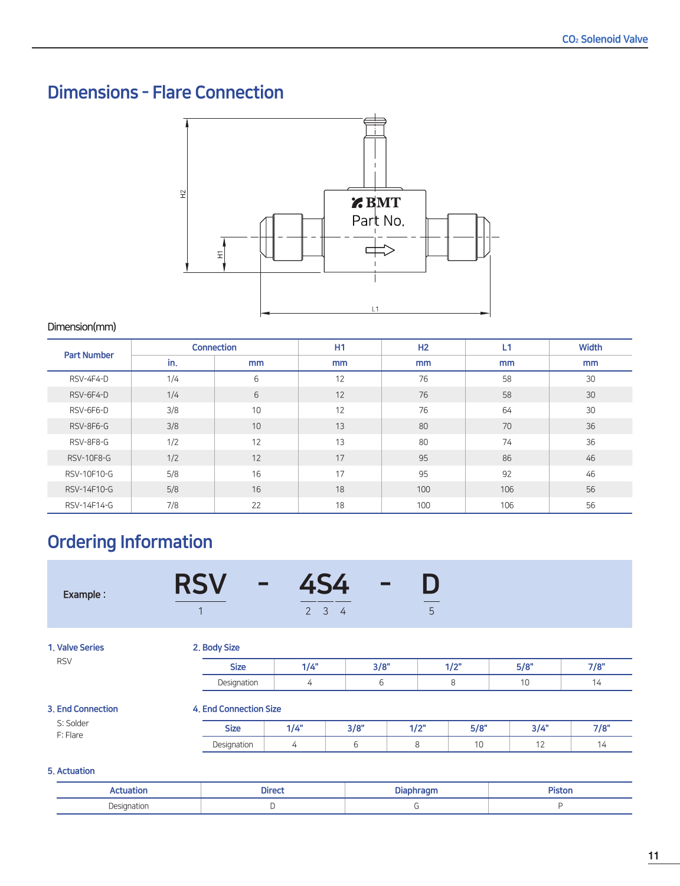# Dimensions - Flare Connection

Dimension(mm)

| Part Number | Connection | | H1 | H2 | L1 | Width |
|---|---|---|---|---|---|---|
| | in. | mm | mm | mm | mm | mm |
| RSV-4F4-D | 1/4 | 6 | 12 | 76 | 58 | 30 |
| RSV-6F4-D | 1/4 | 6 | 12 | 76 | 58 | 30 |
| RSV-6F6-D | 3/8 | 10 | 12 | 76 | 64 | 30 |
| RSV-8F6-G | 3/8 | 10 | 13 | 80 | 70 | 36 |
| RSV-8F8-G | 1/2 | 12 | 13 | 80 | 74 | 36 |
| RSV-10F8-G | 1/2 | 12 | 17 | 95 | 86 | 46 |
| RSV-10F10-G | 5/8 | 16 | 17 | 95 | 92 | 46 |
| RSV-14F10-G | 5/8 | 16 | 18 | 100 | 106 | 56 |
| RSV-14F14-G | 7/8 | 22 | 18 | 100 | 106 | 56 |

# Ordering Information

**Example :** RSV (1) - 4S4 (2 3 4) - D (5)

### 1. Valve Series

RSV

### 2. Body Size

| Size | 1/4" | 3/8" | 1/2" | 5/8" | 7/8" |
|---|---|---|---|---|---|
| Designation | 4 | 6 | 8 | 10 | 14 |

### 3. End Connection

S: Solder
F: Flare

### 4. End Connection Size

| Size | 1/4" | 3/8" | 1/2" | 5/8" | 3/4" | 7/8" |
|---|---|---|---|---|---|---|
| Designation | 4 | 6 | 8 | 10 | 12 | 14 |

### 5. Actuation

| Actuation | Direct | Diaphragm | Piston |
|---|---|---|---|
| Designation | D | G | P |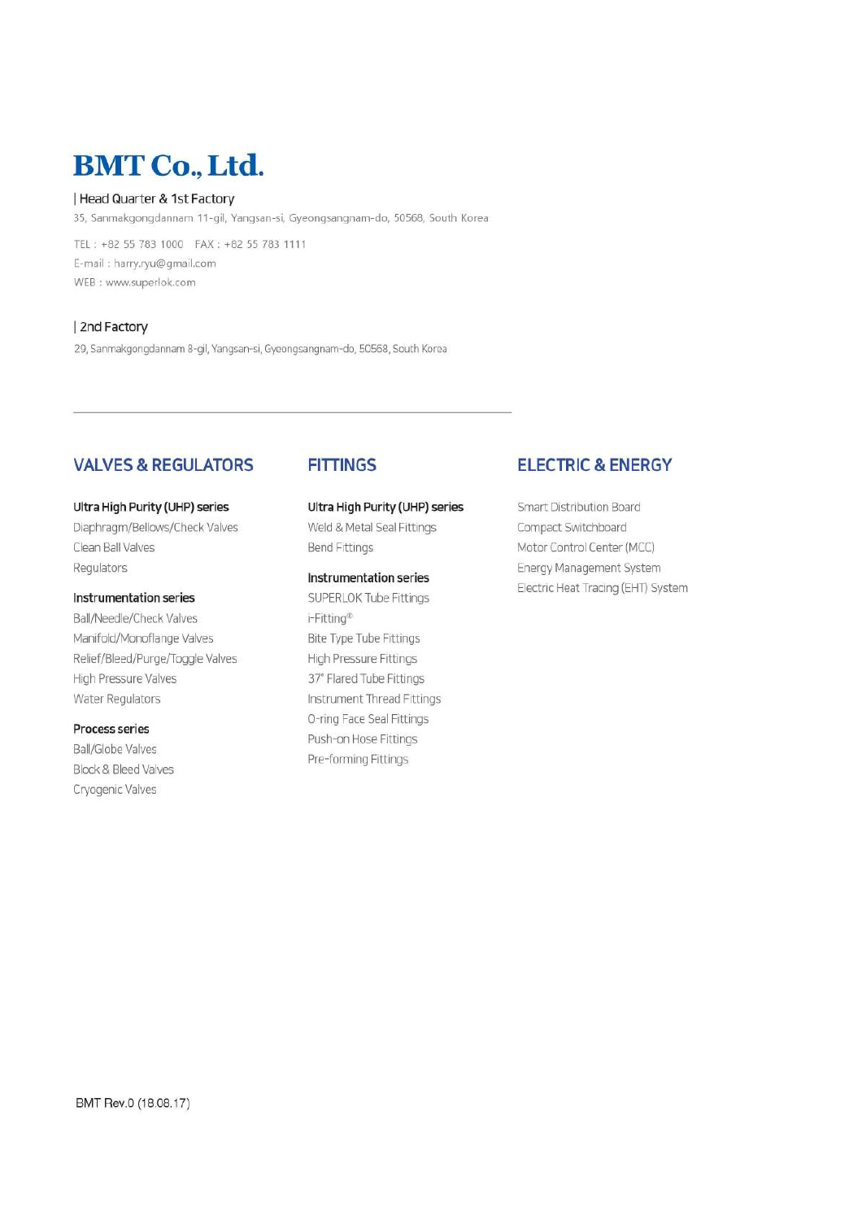# BMT Co., Ltd.

| Head Quarter & 1st Factory

35, Sanmakgongdannam 11-gil, Yangsan-si, Gyeongsangnam-do, 50568, South Korea

TEL : +82 55 783 1000  FAX : +82 55 783 1111

E-mail : harry.ryu@gmail.com

WEB : www.superlok.com

| 2nd Factory

29, Sanmakgongdannam 8-gil, Yangsan-si, Gyeongsangnam-do, 50568, South Korea

---

## VALVES & REGULATORS

**Ultra High Purity (UHP) series**

Diaphragm/Bellows/Check Valves
Clean Ball Valves
Regulators

**Instrumentation series**

Ball/Needle/Check Valves
Manifold/Monoflange Valves
Relief/Bleed/Purge/Toggle Valves
High Pressure Valves
Water Regulators

**Process series**

Ball/Globe Valves
Block & Bleed Valves
Cryogenic Valves

## FITTINGS

**Ultra High Purity (UHP) series**

Weld & Metal Seal Fittings
Bend Fittings

**Instrumentation series**

SUPERLOK Tube Fittings
i-Fitting®
Bite Type Tube Fittings
High Pressure Fittings
37° Flared Tube Fittings
Instrument Thread Fittings
O-ring Face Seal Fittings
Push-on Hose Fittings
Pre-forming Fittings

## ELECTRIC & ENERGY

Smart Distribution Board
Compact Switchboard
Motor Control Center (MCC)
Energy Management System
Electric Heat Tracing (EHT) System

BMT Rev.0 (18.08.17)